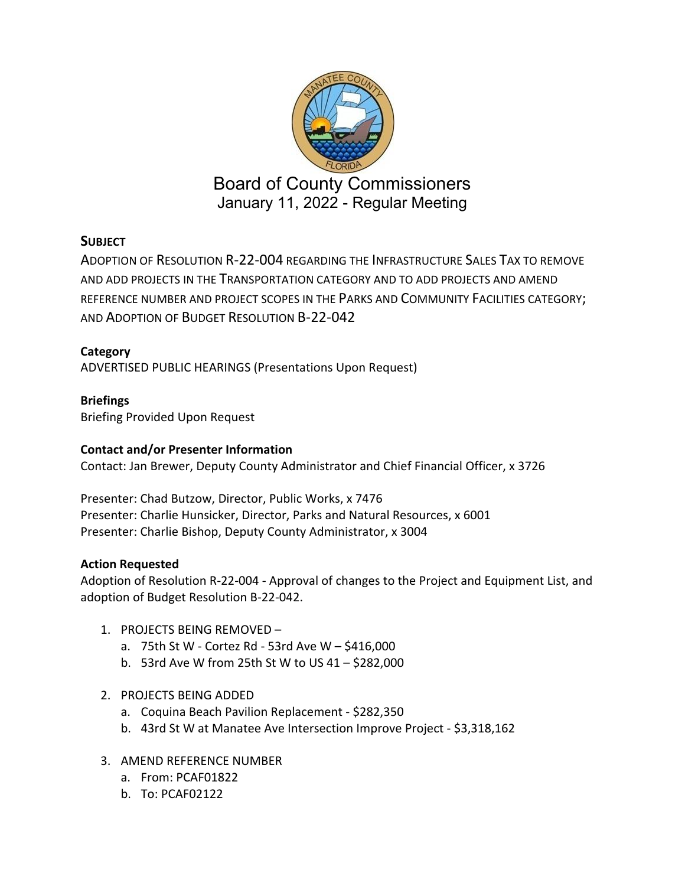# Board of County Commissioners

January 11, 2022 - Regular Meeting

**SUBJECT**

ADOPTION OF RESOLUTION R-22-004 REGARDING THE INFRASTRUCTURE SALES TAX TO REMOVE AND ADD PROJECTS IN THE TRANSPORTATION CATEGORY AND TO ADD PROJECTS AND AMEND REFERENCE NUMBER AND PROJECT SCOPES IN THE PARKS AND COMMUNITY FACILITIES CATEGORY; AND ADOPTION OF BUDGET RESOLUTION B-22-042

**Category**

ADVERTISED PUBLIC HEARINGS (Presentations Upon Request)

**Briefings**

Briefing Provided Upon Request

**Contact and/or Presenter Information**

Contact: Jan Brewer, Deputy County Administrator and Chief Financial Officer, x 3726

Presenter: Chad Butzow, Director, Public Works, x 7476
Presenter: Charlie Hunsicker, Director, Parks and Natural Resources, x 6001
Presenter: Charlie Bishop, Deputy County Administrator, x 3004

**Action Requested**

Adoption of Resolution R-22-004 - Approval of changes to the Project and Equipment List, and adoption of Budget Resolution B-22-042.

1. PROJECTS BEING REMOVED –
   a. 75th St W - Cortez Rd - 53rd Ave W – $416,000
   b. 53rd Ave W from 25th St W to US 41 – $282,000

2. PROJECTS BEING ADDED
   a. Coquina Beach Pavilion Replacement - $282,350
   b. 43rd St W at Manatee Ave Intersection Improve Project - $3,318,162

3. AMEND REFERENCE NUMBER
   a. From: PCAF01822
   b. To: PCAF02122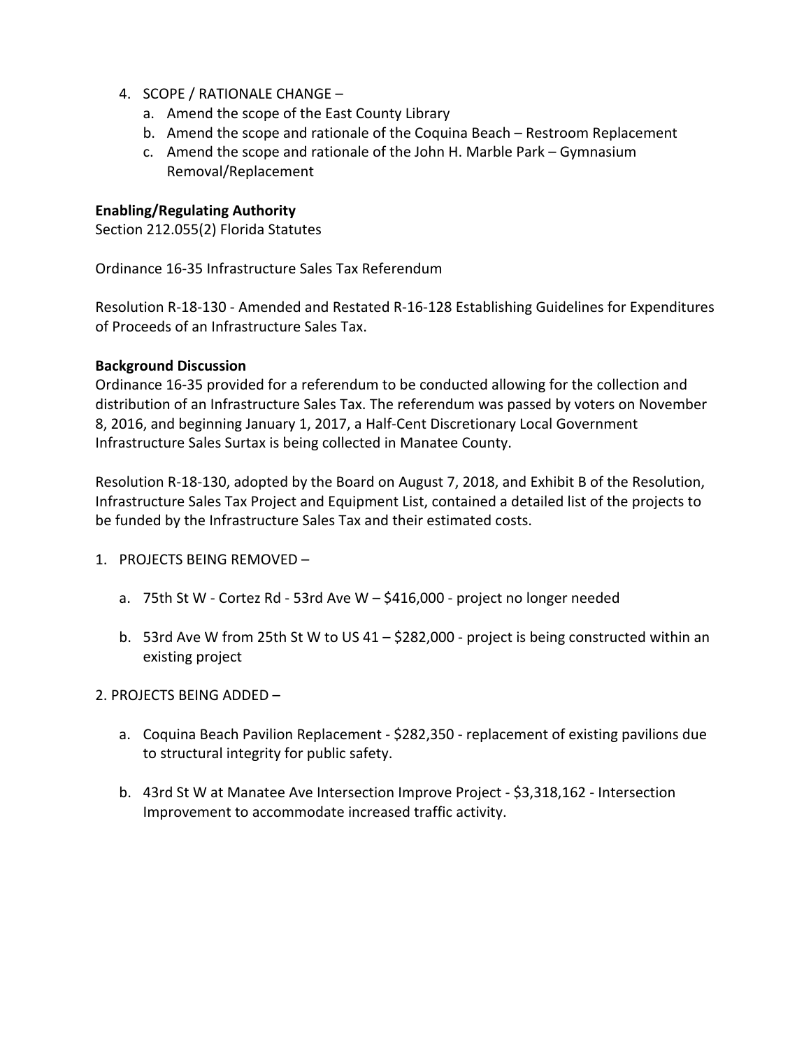4. SCOPE / RATIONALE CHANGE –
   a. Amend the scope of the East County Library
   b. Amend the scope and rationale of the Coquina Beach – Restroom Replacement
   c. Amend the scope and rationale of the John H. Marble Park – Gymnasium Removal/Replacement

**Enabling/Regulating Authority**

Section 212.055(2) Florida Statutes

Ordinance 16-35 Infrastructure Sales Tax Referendum

Resolution R-18-130 - Amended and Restated R-16-128 Establishing Guidelines for Expenditures of Proceeds of an Infrastructure Sales Tax.

**Background Discussion**

Ordinance 16-35 provided for a referendum to be conducted allowing for the collection and distribution of an Infrastructure Sales Tax. The referendum was passed by voters on November 8, 2016, and beginning January 1, 2017, a Half-Cent Discretionary Local Government Infrastructure Sales Surtax is being collected in Manatee County.

Resolution R-18-130, adopted by the Board on August 7, 2018, and Exhibit B of the Resolution, Infrastructure Sales Tax Project and Equipment List, contained a detailed list of the projects to be funded by the Infrastructure Sales Tax and their estimated costs.

1. PROJECTS BEING REMOVED –

   a. 75th St W - Cortez Rd - 53rd Ave W – $416,000 - project no longer needed

   b. 53rd Ave W from 25th St W to US 41 – $282,000 - project is being constructed within an existing project

2. PROJECTS BEING ADDED –

   a. Coquina Beach Pavilion Replacement - $282,350 - replacement of existing pavilions due to structural integrity for public safety.

   b. 43rd St W at Manatee Ave Intersection Improve Project - $3,318,162 - Intersection Improvement to accommodate increased traffic activity.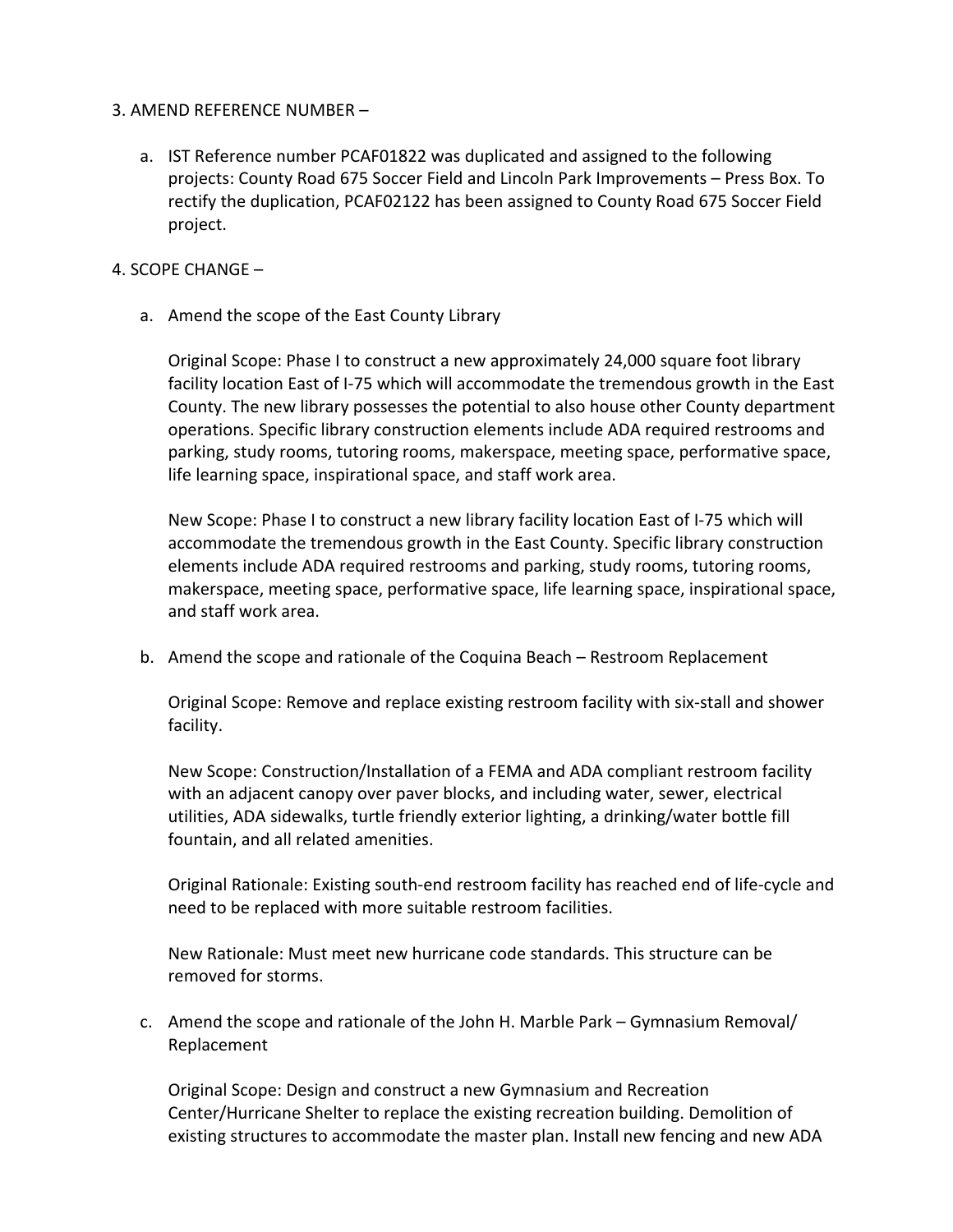3. AMEND REFERENCE NUMBER –

   a. IST Reference number PCAF01822 was duplicated and assigned to the following projects: County Road 675 Soccer Field and Lincoln Park Improvements – Press Box. To rectify the duplication, PCAF02122 has been assigned to County Road 675 Soccer Field project.

4. SCOPE CHANGE –

   a. Amend the scope of the East County Library

      Original Scope: Phase I to construct a new approximately 24,000 square foot library facility location East of I-75 which will accommodate the tremendous growth in the East County. The new library possesses the potential to also house other County department operations. Specific library construction elements include ADA required restrooms and parking, study rooms, tutoring rooms, makerspace, meeting space, performative space, life learning space, inspirational space, and staff work area.

      New Scope: Phase I to construct a new library facility location East of I-75 which will accommodate the tremendous growth in the East County. Specific library construction elements include ADA required restrooms and parking, study rooms, tutoring rooms, makerspace, meeting space, performative space, life learning space, inspirational space, and staff work area.

   b. Amend the scope and rationale of the Coquina Beach – Restroom Replacement

      Original Scope: Remove and replace existing restroom facility with six-stall and shower facility.

      New Scope: Construction/Installation of a FEMA and ADA compliant restroom facility with an adjacent canopy over paver blocks, and including water, sewer, electrical utilities, ADA sidewalks, turtle friendly exterior lighting, a drinking/water bottle fill fountain, and all related amenities.

      Original Rationale: Existing south-end restroom facility has reached end of life-cycle and need to be replaced with more suitable restroom facilities.

      New Rationale: Must meet new hurricane code standards. This structure can be removed for storms.

   c. Amend the scope and rationale of the John H. Marble Park – Gymnasium Removal/ Replacement

      Original Scope: Design and construct a new Gymnasium and Recreation Center/Hurricane Shelter to replace the existing recreation building. Demolition of existing structures to accommodate the master plan. Install new fencing and new ADA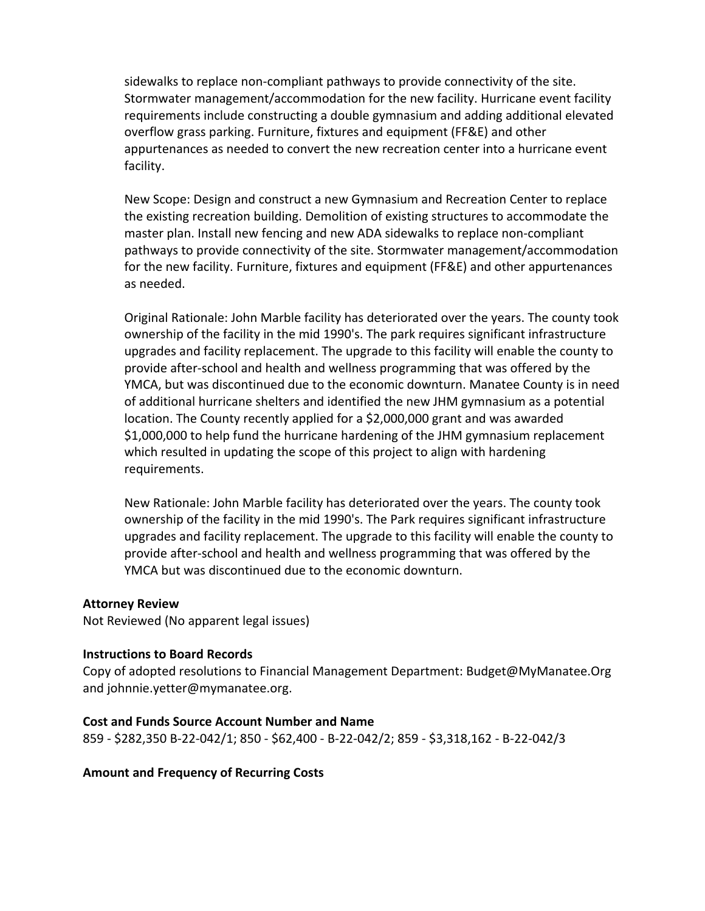sidewalks to replace non-compliant pathways to provide connectivity of the site. Stormwater management/accommodation for the new facility. Hurricane event facility requirements include constructing a double gymnasium and adding additional elevated overflow grass parking. Furniture, fixtures and equipment (FF&E) and other appurtenances as needed to convert the new recreation center into a hurricane event facility.

New Scope: Design and construct a new Gymnasium and Recreation Center to replace the existing recreation building. Demolition of existing structures to accommodate the master plan. Install new fencing and new ADA sidewalks to replace non-compliant pathways to provide connectivity of the site. Stormwater management/accommodation for the new facility. Furniture, fixtures and equipment (FF&E) and other appurtenances as needed.

Original Rationale: John Marble facility has deteriorated over the years. The county took ownership of the facility in the mid 1990's. The park requires significant infrastructure upgrades and facility replacement. The upgrade to this facility will enable the county to provide after-school and health and wellness programming that was offered by the YMCA, but was discontinued due to the economic downturn. Manatee County is in need of additional hurricane shelters and identified the new JHM gymnasium as a potential location. The County recently applied for a $2,000,000 grant and was awarded $1,000,000 to help fund the hurricane hardening of the JHM gymnasium replacement which resulted in updating the scope of this project to align with hardening requirements.

New Rationale: John Marble facility has deteriorated over the years. The county took ownership of the facility in the mid 1990's. The Park requires significant infrastructure upgrades and facility replacement. The upgrade to this facility will enable the county to provide after-school and health and wellness programming that was offered by the YMCA but was discontinued due to the economic downturn.

**Attorney Review**

Not Reviewed (No apparent legal issues)

**Instructions to Board Records**

Copy of adopted resolutions to Financial Management Department: Budget@MyManatee.Org and johnnie.yetter@mymanatee.org.

**Cost and Funds Source Account Number and Name**

859 - $282,350 B-22-042/1; 850 - $62,400 - B-22-042/2; 859 - $3,318,162 - B-22-042/3

**Amount and Frequency of Recurring Costs**